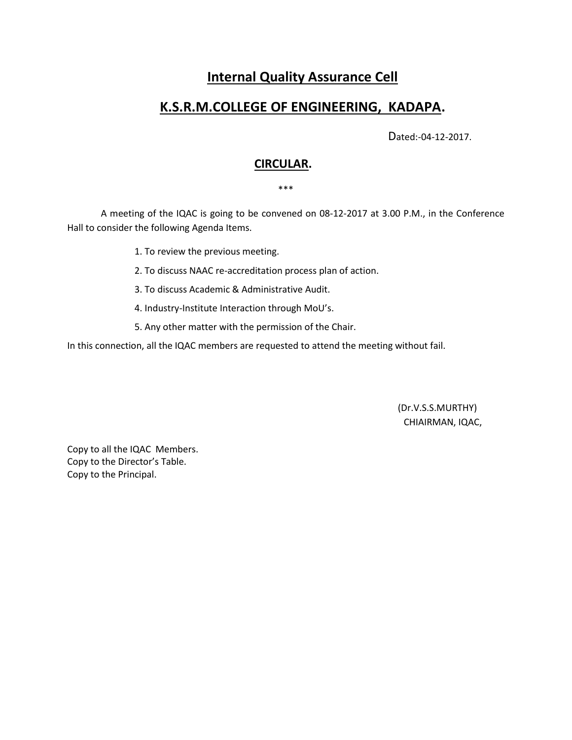# Internal Quality Assurance Cell

## K.S.R.M.COLLEGE OF ENGINEERING, KADAPA.

Dated:-04-12-2017.

## CIRCULAR.

***

A meeting of the IQAC is going to be convened on 08-12-2017 at 3.00 P.M., in the Conference Hall to consider the following Agenda Items.

1. To review the previous meeting.
2. To discuss NAAC re-accreditation process plan of action.
3. To discuss Academic & Administrative Audit.
4. Industry-Institute Interaction through MoU's.
5. Any other matter with the permission of the Chair.

In this connection, all the IQAC members are requested to attend the meeting without fail.

(Dr.V.S.S.MURTHY)
CHIAIRMAN, IQAC,

Copy to all the IQAC Members.
Copy to the Director's Table.
Copy to the Principal.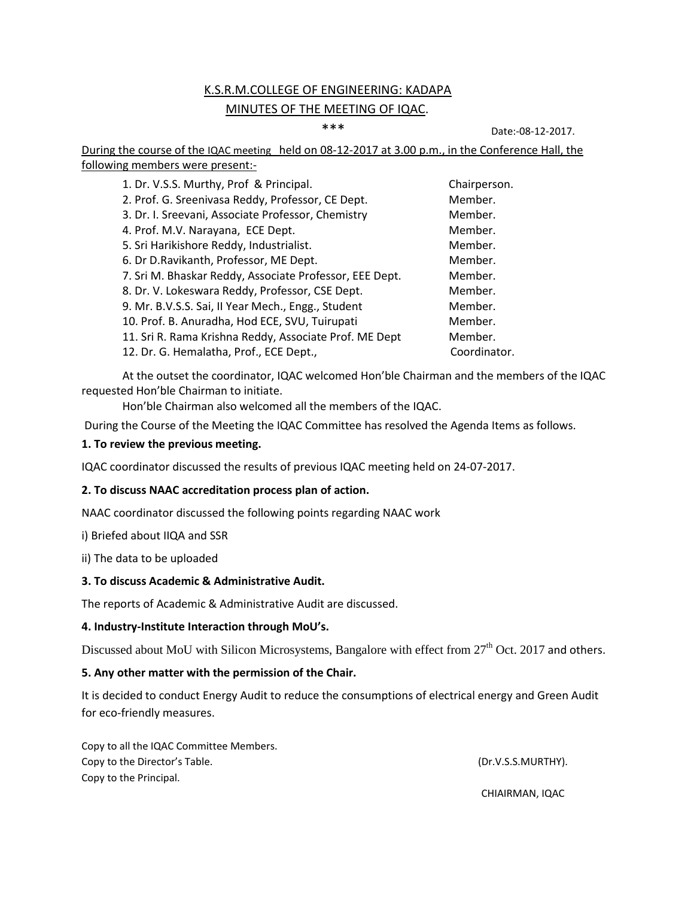# K.S.R.M.COLLEGE OF ENGINEERING: KADAPA

## MINUTES OF THE MEETING OF IQAC.

\*\*\*

Date:-08-12-2017.

During the course of the IQAC meeting held on 08-12-2017 at 3.00 p.m., in the Conference Hall, the following members were present:-

| | | |
|---|---|---|
| 1. | Dr. V.S.S. Murthy, Prof & Principal. | Chairperson. |
| 2. | Prof. G. Sreenivasa Reddy, Professor, CE Dept. | Member. |
| 3. | Dr. I. Sreevani, Associate Professor, Chemistry | Member. |
| 4. | Prof. M.V. Narayana, ECE Dept. | Member. |
| 5. | Sri Harikishore Reddy, Industrialist. | Member. |
| 6. | Dr D.Ravikanth, Professor, ME Dept. | Member. |
| 7. | Sri M. Bhaskar Reddy, Associate Professor, EEE Dept. | Member. |
| 8. | Dr. V. Lokeswara Reddy, Professor, CSE Dept. | Member. |
| 9. | Mr. B.V.S.S. Sai, II Year Mech., Engg., Student | Member. |
| 10. | Prof. B. Anuradha, Hod ECE, SVU, Tuirupati | Member. |
| 11. | Sri R. Rama Krishna Reddy, Associate Prof. ME Dept | Member. |
| 12. | Dr. G. Hemalatha, Prof., ECE Dept., | Coordinator. |

At the outset the coordinator, IQAC welcomed Hon'ble Chairman and the members of the IQAC requested Hon'ble Chairman to initiate.

Hon'ble Chairman also welcomed all the members of the IQAC.

During the Course of the Meeting the IQAC Committee has resolved the Agenda Items as follows.

**1. To review the previous meeting.**

IQAC coordinator discussed the results of previous IQAC meeting held on 24-07-2017.

**2. To discuss NAAC accreditation process plan of action.**

NAAC coordinator discussed the following points regarding NAAC work

i) Briefed about IIQA and SSR

ii) The data to be uploaded

**3. To discuss Academic & Administrative Audit.**

The reports of Academic & Administrative Audit are discussed.

**4. Industry-Institute Interaction through MoU's.**

Discussed about MoU with Silicon Microsystems, Bangalore with effect from 27th Oct. 2017 and others.

**5. Any other matter with the permission of the Chair.**

It is decided to conduct Energy Audit to reduce the consumptions of electrical energy and Green Audit for eco-friendly measures.

Copy to all the IQAC Committee Members.
Copy to the Director's Table.
Copy to the Principal.

(Dr.V.S.S.MURTHY).

CHIAIRMAN, IQAC